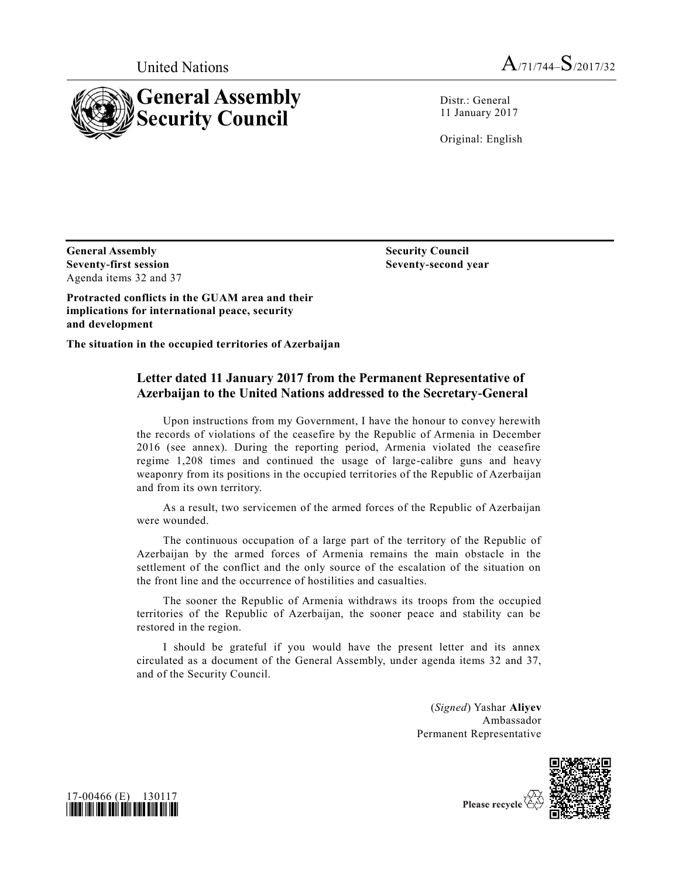United Nations

A/71/744–S/2017/32

# General Assembly Security Council

Distr.: General
11 January 2017

Original: English

**General Assembly**
**Seventy-first session**
Agenda items 32 and 37

**Protracted conflicts in the GUAM area and their implications for international peace, security and development**

**The situation in the occupied territories of Azerbaijan**

**Security Council**
**Seventy-second year**

## Letter dated 11 January 2017 from the Permanent Representative of Azerbaijan to the United Nations addressed to the Secretary-General

Upon instructions from my Government, I have the honour to convey herewith the records of violations of the ceasefire by the Republic of Armenia in December 2016 (see annex). During the reporting period, Armenia violated the ceasefire regime 1,208 times and continued the usage of large-calibre guns and heavy weaponry from its positions in the occupied territories of the Republic of Azerbaijan and from its own territory.

As a result, two servicemen of the armed forces of the Republic of Azerbaijan were wounded.

The continuous occupation of a large part of the territory of the Republic of Azerbaijan by the armed forces of Armenia remains the main obstacle in the settlement of the conflict and the only source of the escalation of the situation on the front line and the occurrence of hostilities and casualties.

The sooner the Republic of Armenia withdraws its troops from the occupied territories of the Republic of Azerbaijan, the sooner peace and stability can be restored in the region.

I should be grateful if you would have the present letter and its annex circulated as a document of the General Assembly, under agenda items 32 and 37, and of the Security Council.

(*Signed*) Yashar **Aliyev**
Ambassador
Permanent Representative

17-00466 (E) 130117

Please recycle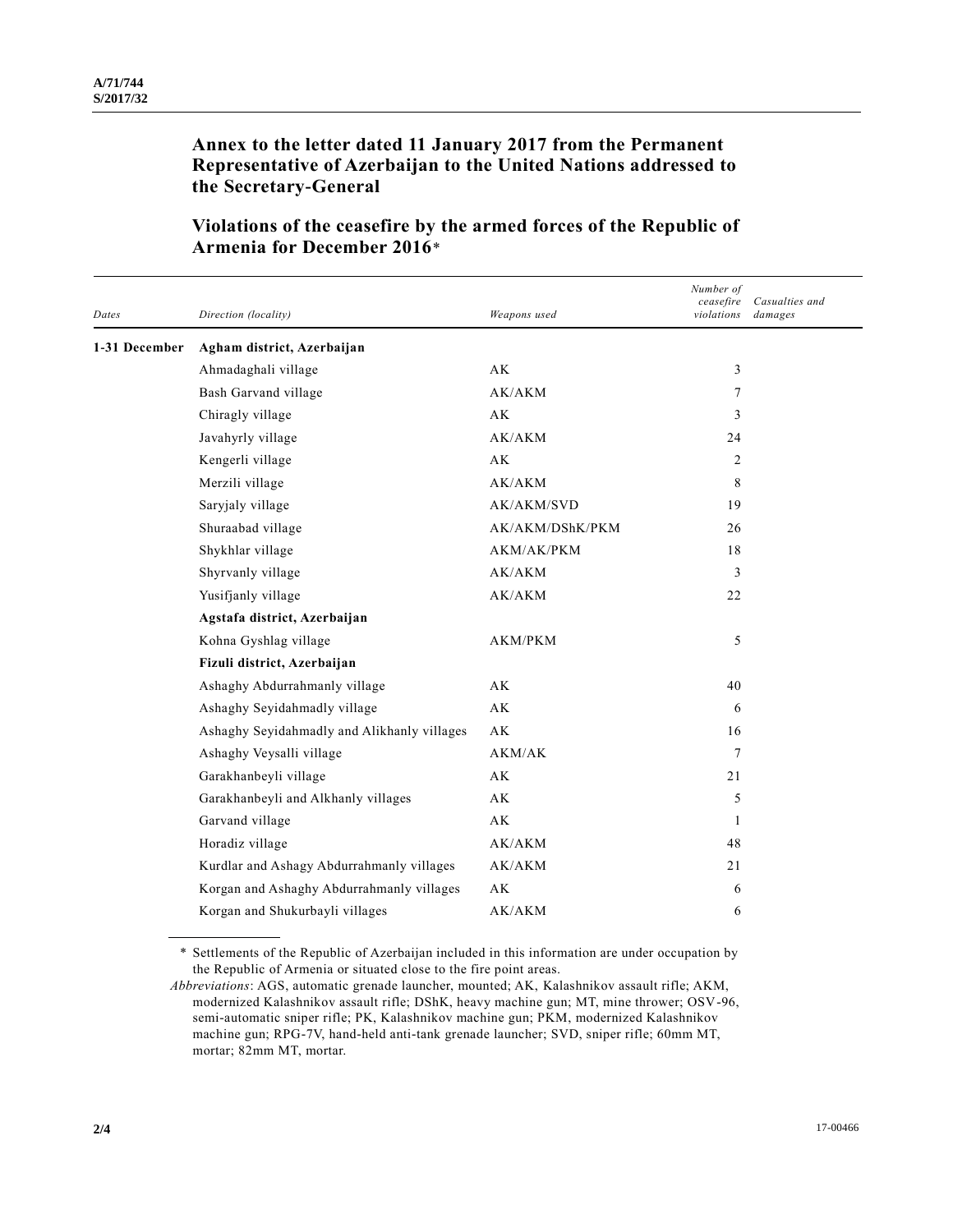## Annex to the letter dated 11 January 2017 from the Permanent Representative of Azerbaijan to the United Nations addressed to the Secretary-General

## Violations of the ceasefire by the armed forces of the Republic of Armenia for December 2016*

| *Dates* | *Direction (locality)* | *Weapons used* | *Number of ceasefire violations* | *Casualties and damages* |
|---|---|---|---|---|
| **1-31 December** | **Agham district, Azerbaijan** | | | |
| | Ahmadaghali village | AK | 3 | |
| | Bash Garvand village | AK/AKM | 7 | |
| | Chiragly village | AK | 3 | |
| | Javahyrly village | AK/AKM | 24 | |
| | Kengerli village | AK | 2 | |
| | Merzili village | AK/AKM | 8 | |
| | Saryjaly village | AK/AKM/SVD | 19 | |
| | Shuraabad village | AK/AKM/DShK/PKM | 26 | |
| | Shykhlar village | AKM/AK/PKM | 18 | |
| | Shyrvanly village | AK/AKM | 3 | |
| | Yusifjanly village | AK/AKM | 22 | |
| | **Agstafa district, Azerbaijan** | | | |
| | Kohna Gyshlag village | AKM/PKM | 5 | |
| | **Fizuli district, Azerbaijan** | | | |
| | Ashaghy Abdurrahmanly village | AK | 40 | |
| | Ashaghy Seyidahmadly village | AK | 6 | |
| | Ashaghy Seyidahmadly and Alikhanly villages | AK | 16 | |
| | Ashaghy Veysalli village | AKM/AK | 7 | |
| | Garakhanbeyli village | AK | 21 | |
| | Garakhanbeyli and Alkhanly villages | AK | 5 | |
| | Garvand village | AK | 1 | |
| | Horadiz village | AK/AKM | 48 | |
| | Kurdlar and Ashagy Abdurrahmanly villages | AK/AKM | 21 | |
| | Korgan and Ashaghy Abdurrahmanly villages | AK | 6 | |
| | Korgan and Shukurbayli villages | AK/AKM | 6 | |

\* Settlements of the Republic of Azerbaijan included in this information are under occupation by the Republic of Armenia or situated close to the fire point areas.

*Abbreviations*: AGS, automatic grenade launcher, mounted; AK, Kalashnikov assault rifle; AKM, modernized Kalashnikov assault rifle; DShK, heavy machine gun; MT, mine thrower; OSV-96, semi-automatic sniper rifle; PK, Kalashnikov machine gun; PKM, modernized Kalashnikov machine gun; RPG-7V, hand-held anti-tank grenade launcher; SVD, sniper rifle; 60mm MT, mortar; 82mm MT, mortar.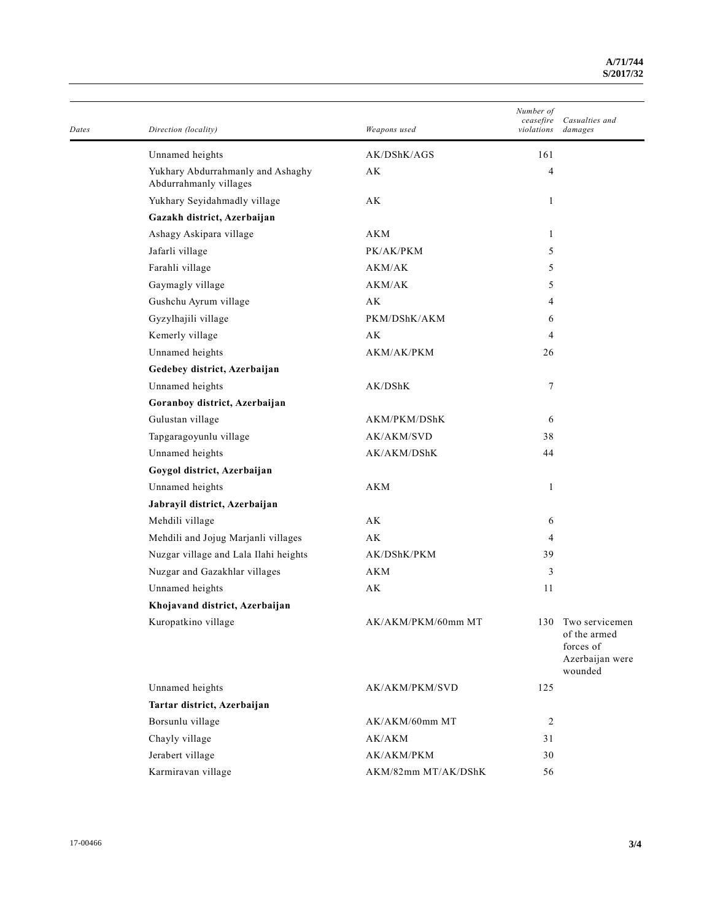| Dates | Direction (locality) | Weapons used | Number of ceasefire violations | Casualties and damages |
| --- | --- | --- | --- | --- |
| | Unnamed heights | AK/DShK/AGS | 161 | |
| | Yukhary Abdurrahmanly and Ashaghy Abdurrahmanly villages | AK | 4 | |
| | Yukhary Seyidahmadly village | AK | 1 | |
| | **Gazakh district, Azerbaijan** | | | |
| | Ashagy Askipara village | AKM | 1 | |
| | Jafarli village | PK/AK/PKM | 5 | |
| | Farahli village | AKM/AK | 5 | |
| | Gaymagly village | AKM/AK | 5 | |
| | Gushchu Ayrum village | AK | 4 | |
| | Gyzylhajili village | PKM/DShK/AKM | 6 | |
| | Kemerly village | AK | 4 | |
| | Unnamed heights | AKM/AK/PKM | 26 | |
| | **Gedebey district, Azerbaijan** | | | |
| | Unnamed heights | AK/DShK | 7 | |
| | **Goranboy district, Azerbaijan** | | | |
| | Gulustan village | AKM/PKM/DShK | 6 | |
| | Tapgaragoyunlu village | AK/AKM/SVD | 38 | |
| | Unnamed heights | AK/AKM/DShK | 44 | |
| | **Goygol district, Azerbaijan** | | | |
| | Unnamed heights | AKM | 1 | |
| | **Jabrayil district, Azerbaijan** | | | |
| | Mehdili village | AK | 6 | |
| | Mehdili and Jojug Marjanli villages | AK | 4 | |
| | Nuzgar village and Lala Ilahi heights | AK/DShK/PKM | 39 | |
| | Nuzgar and Gazakhlar villages | AKM | 3 | |
| | Unnamed heights | AK | 11 | |
| | **Khojavand district, Azerbaijan** | | | |
| | Kuropatkino village | AK/AKM/PKM/60mm MT | 130 | Two servicemen of the armed forces of Azerbaijan were wounded |
| | Unnamed heights | AK/AKM/PKM/SVD | 125 | |
| | **Tartar district, Azerbaijan** | | | |
| | Borsunlu village | AK/AKM/60mm MT | 2 | |
| | Chayly village | AK/AKM | 31 | |
| | Jerabert village | AK/AKM/PKM | 30 | |
| | Karmiravan village | AKM/82mm MT/AK/DShK | 56 | |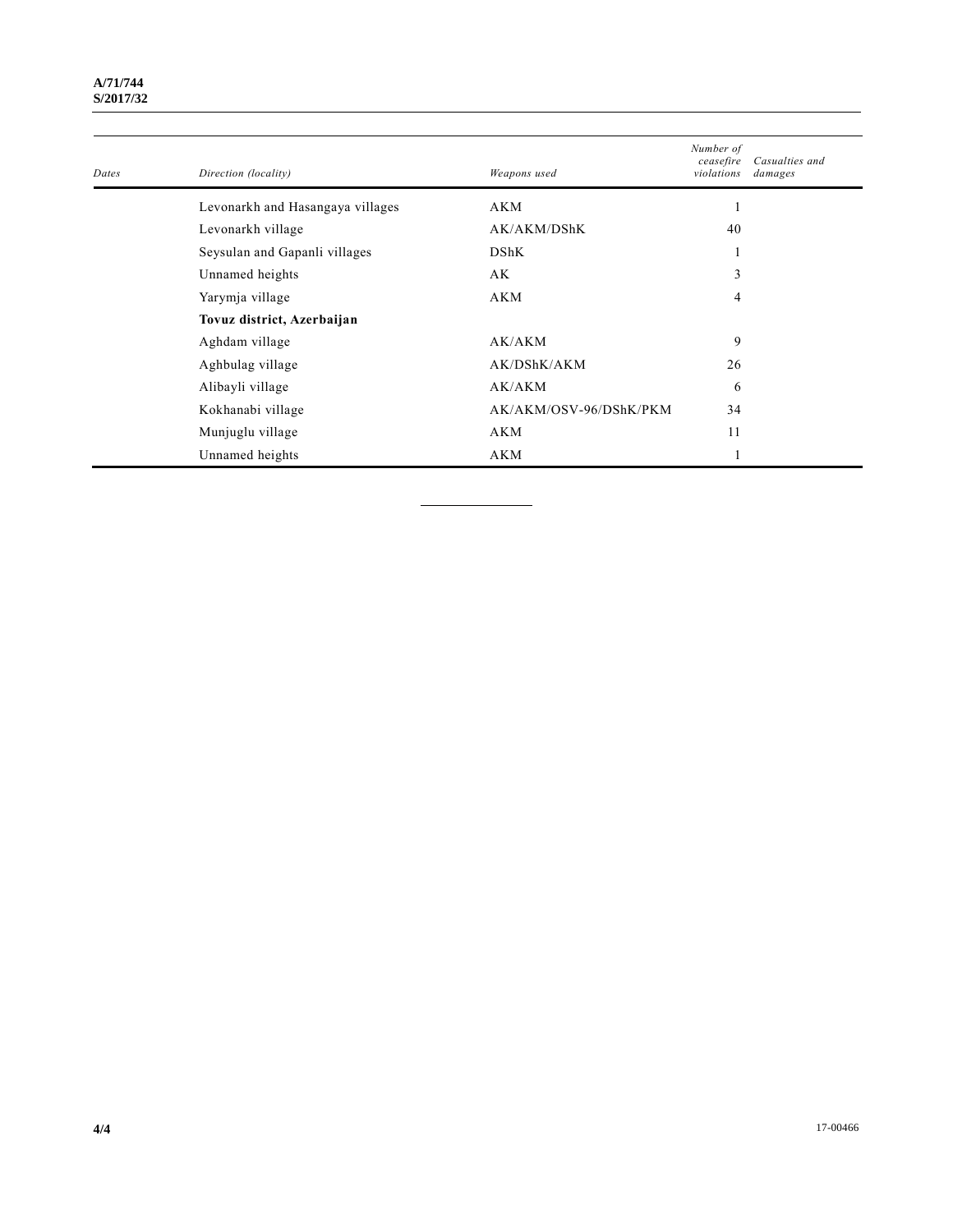| Dates | Direction (locality) | Weapons used | Number of ceasefire violations | Casualties and damages |
|---|---|---|---|---|
| | Levonarkh and Hasangaya villages | AKM | 1 | |
| | Levonarkh village | AK/AKM/DShK | 40 | |
| | Seysulan and Gapanli villages | DShK | 1 | |
| | Unnamed heights | AK | 3 | |
| | Yarymja village | AKM | 4 | |
| | **Tovuz district, Azerbaijan** | | | |
| | Aghdam village | AK/AKM | 9 | |
| | Aghbulag village | AK/DShK/AKM | 26 | |
| | Alibayli village | AK/AKM | 6 | |
| | Kokhanabi village | AK/AKM/OSV-96/DShK/PKM | 34 | |
| | Munjuglu village | AKM | 11 | |
| | Unnamed heights | AKM | 1 | |